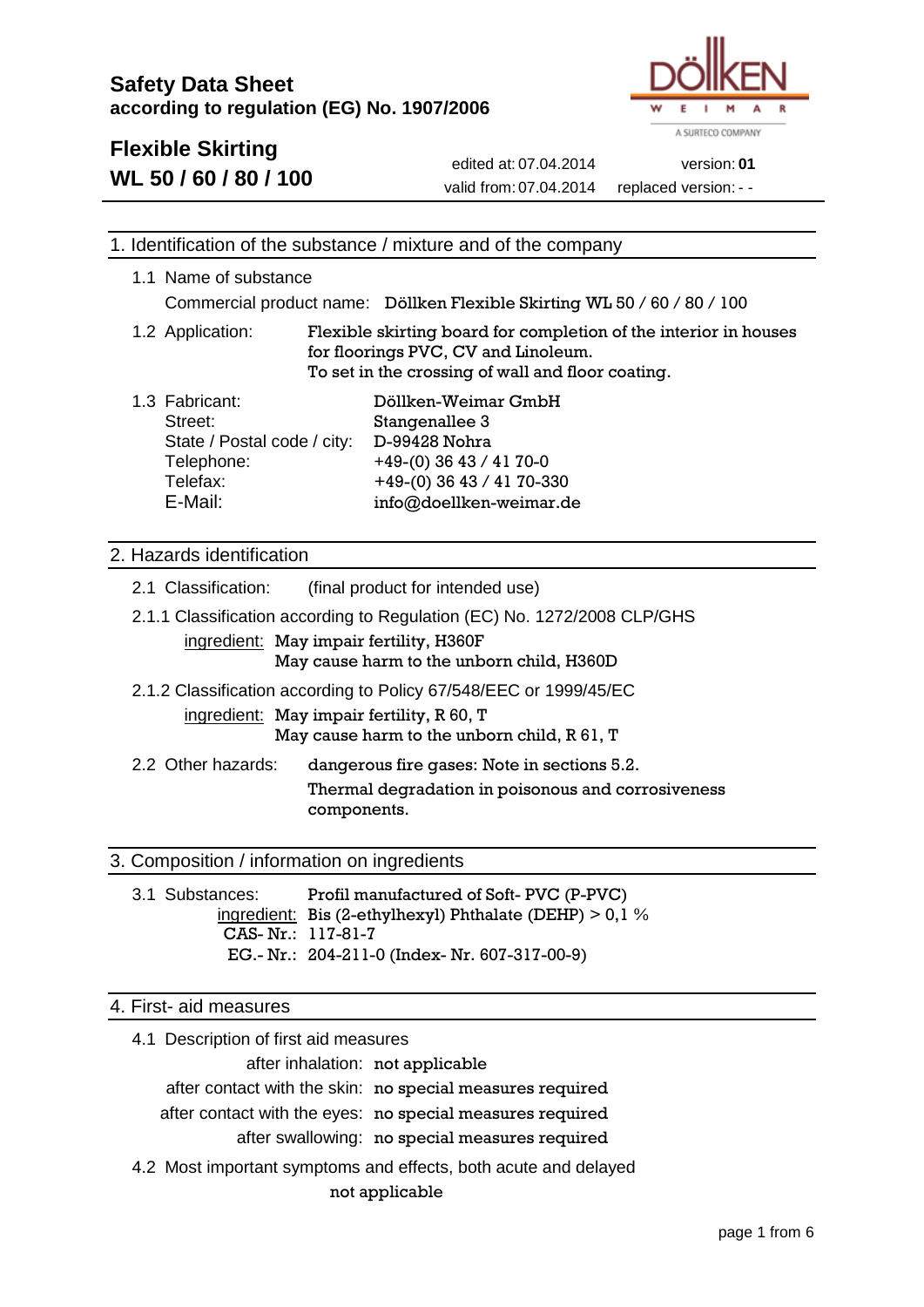# Safety Data Sheet
**according to regulation (EG) No. 1907/2006**

DÖLKEN WEIMAR
A SURTECO COMPANY

## Flexible Skirting WL 50 / 60 / 80 / 100

edited at: 07.04.2014 | version: **01**
valid from: 07.04.2014 | replaced version: - -

## 1. Identification of the substance / mixture and of the company

1.1 Name of substance

Commercial product name: Döllken Flexible Skirting WL 50 / 60 / 80 / 100

1.2 Application: Flexible skirting board for completion of the interior in houses for floorings PVC, CV and Linoleum. To set in the crossing of wall and floor coating.

1.3 Fabricant: Döllken-Weimar GmbH
Street: Stangenallee 3
State / Postal code / city: D-99428 Nohra
Telephone: +49-(0) 36 43 / 41 70-0
Telefax: +49-(0) 36 43 / 41 70-330
E-Mail: info@doellken-weimar.de

## 2. Hazards identification

2.1 Classification: (final product for intended use)

2.1.1 Classification according to Regulation (EC) No. 1272/2008 CLP/GHS

ingredient: May impair fertility, H360F
May cause harm to the unborn child, H360D

2.1.2 Classification according to Policy 67/548/EEC or 1999/45/EC

ingredient: May impair fertility, R 60, T
May cause harm to the unborn child, R 61, T

2.2 Other hazards: dangerous fire gases: Note in sections 5.2.
Thermal degradation in poisonous and corrosiveness components.

## 3. Composition / information on ingredients

3.1 Substances: Profil manufactured of Soft- PVC (P-PVC)
ingredient: Bis (2-ethylhexyl) Phthalate (DEHP) > 0,1 %
CAS- Nr.: 117-81-7
EG.- Nr.: 204-211-0 (Index- Nr. 607-317-00-9)

## 4. First- aid measures

4.1 Description of first aid measures

after inhalation: not applicable
after contact with the skin: no special measures required
after contact with the eyes: no special measures required
after swallowing: no special measures required

4.2 Most important symptoms and effects, both acute and delayed

not applicable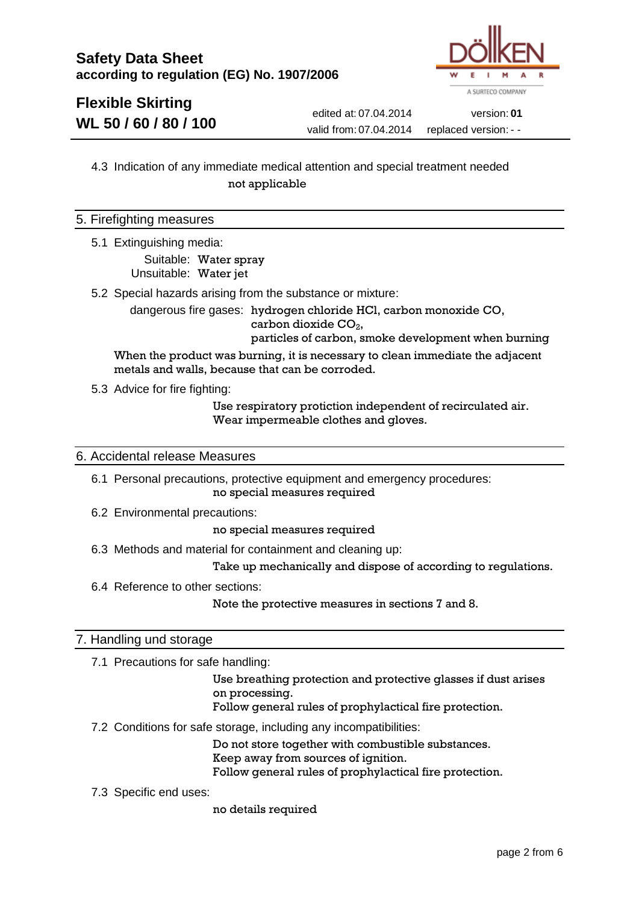4.3 Indication of any immediate medical attention and special treatment needed

not applicable

## 5. Firefighting measures

5.1 Extinguishing media:

Suitable: Water spray
Unsuitable: Water jet

5.2 Special hazards arising from the substance or mixture:

dangerous fire gases: hydrogen chloride HCl, carbon monoxide CO, carbon dioxide $CO_2$, particles of carbon, smoke development when burning

When the product was burning, it is necessary to clean immediate the adjacent metals and walls, because that can be corroded.

5.3 Advice for fire fighting:

Use respiratory protiction independent of recirculated air.
Wear impermeable clothes and gloves.

## 6. Accidental release Measures

6.1 Personal precautions, protective equipment and emergency procedures:

no special measures required

6.2 Environmental precautions:

no special measures required

6.3 Methods and material for containment and cleaning up:

Take up mechanically and dispose of according to regulations.

6.4 Reference to other sections:

Note the protective measures in sections 7 and 8.

## 7. Handling und storage

7.1 Precautions for safe handling:

Use breathing protection and protective glasses if dust arises on processing.
Follow general rules of prophylactical fire protection.

7.2 Conditions for safe storage, including any incompatibilities:

Do not store together with combustible substances.
Keep away from sources of ignition.
Follow general rules of prophylactical fire protection.

7.3 Specific end uses:

no details required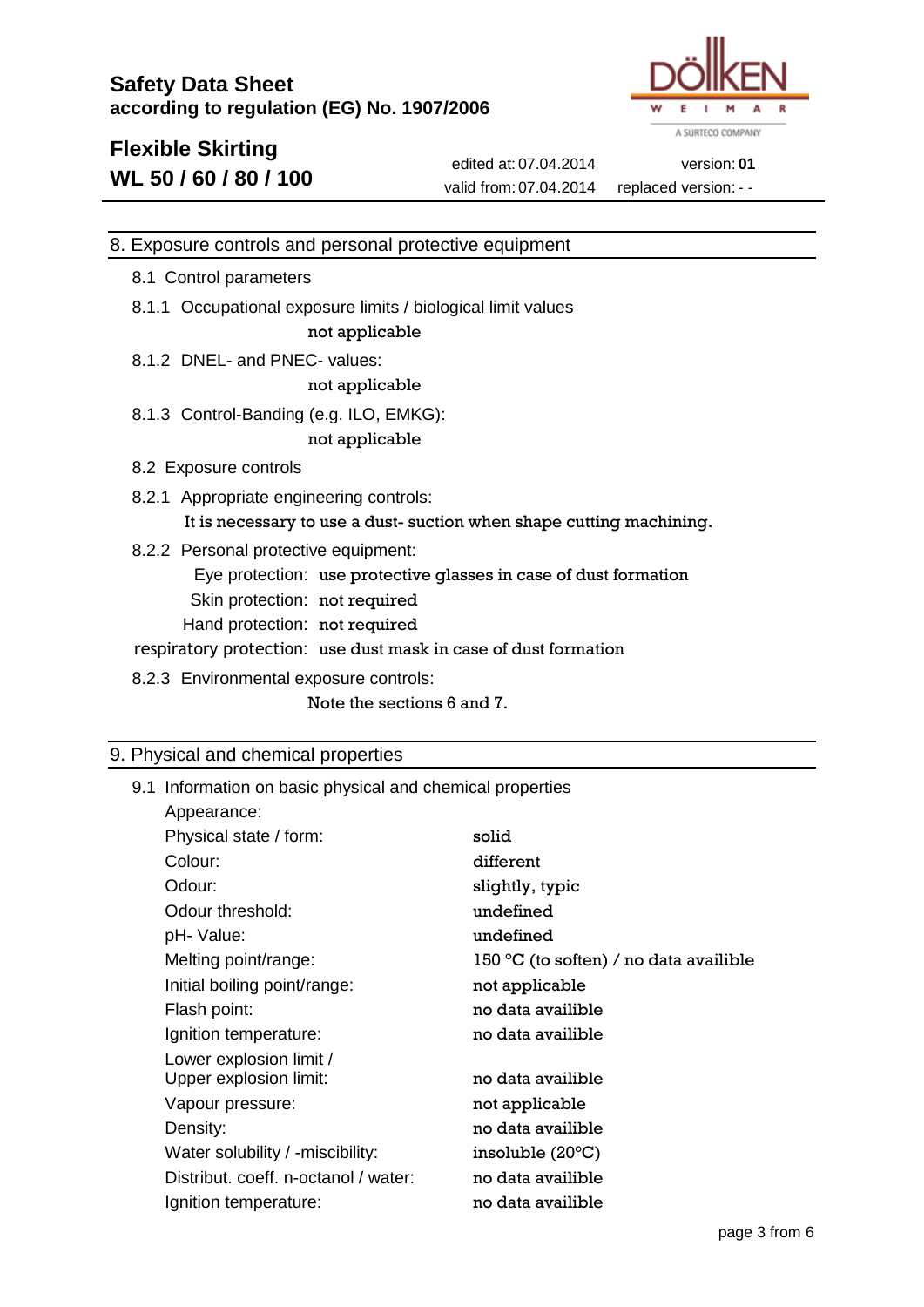## 8. Exposure controls and personal protective equipment

### 8.1 Control parameters

**8.1.1 Occupational exposure limits / biological limit values**

not applicable

**8.1.2 DNEL- and PNEC- values:**

not applicable

**8.1.3 Control-Banding (e.g. ILO, EMKG):**

not applicable

### 8.2 Exposure controls

**8.2.1 Appropriate engineering controls:**

It is necessary to use a dust- suction when shape cutting machining.

**8.2.2 Personal protective equipment:**

- Eye protection: use protective glasses in case of dust formation
- Skin protection: not required
- Hand protection: not required
- respiratory protection: use dust mask in case of dust formation

**8.2.3 Environmental exposure controls:**

Note the sections 6 and 7.

## 9. Physical and chemical properties

### 9.1 Information on basic physical and chemical properties

| Property | Value |
|---|---|
| Appearance: | |
| Physical state / form: | solid |
| Colour: | different |
| Odour: | slightly, typic |
| Odour threshold: | undefined |
| pH- Value: | undefined |
| Melting point/range: | 150 °C (to soften) / no data availible |
| Initial boiling point/range: | not applicable |
| Flash point: | no data availible |
| Ignition temperature: | no data availible |
| Lower explosion limit / Upper explosion limit: | no data availible |
| Vapour pressure: | not applicable |
| Density: | no data availible |
| Water solubility / -miscibility: | insoluble (20°C) |
| Distribut. coeff. n-octanol / water: | no data availible |
| Ignition temperature: | no data availible |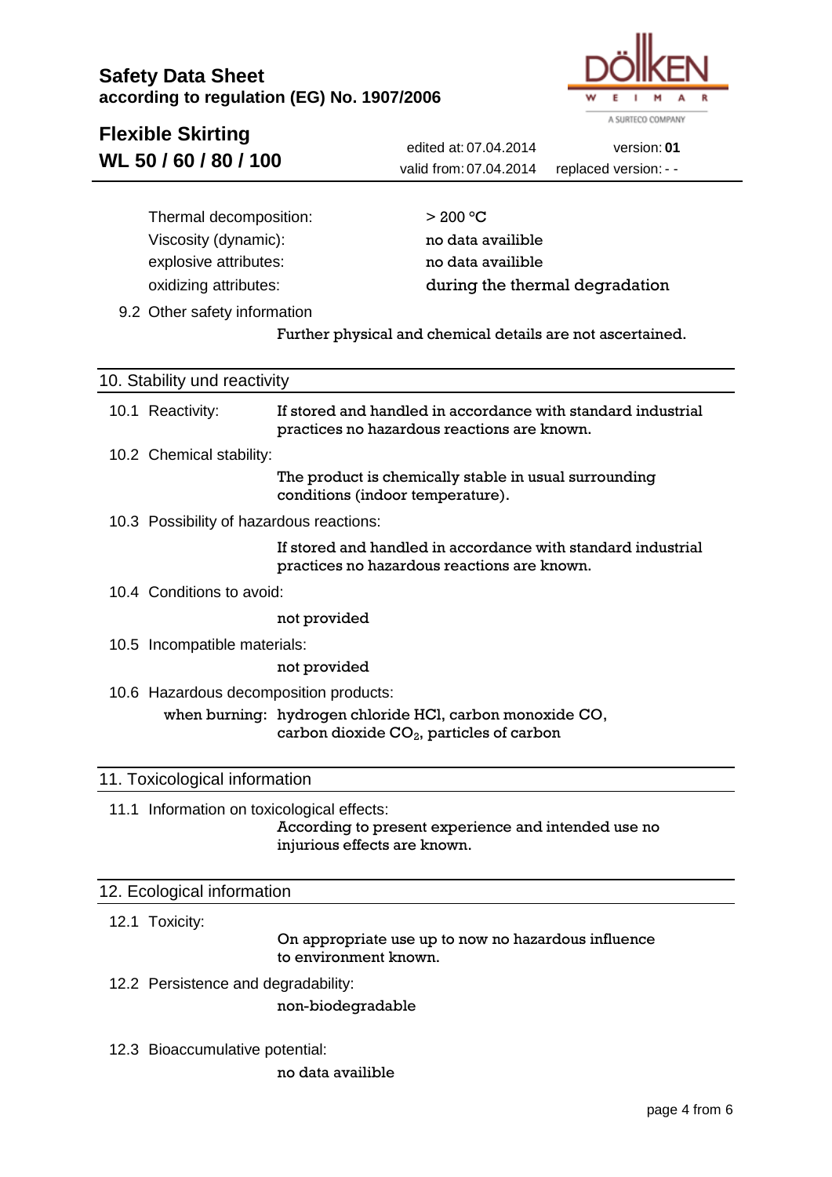| | |
|---|---|
| Thermal decomposition: | > 200 °C |
| Viscosity (dynamic): | no data availible |
| explosive attributes: | no data availible |
| oxidizing attributes: | during the thermal degradation |

9.2 Other safety information

Further physical and chemical details are not ascertained.

## 10. Stability und reactivity

10.1 Reactivity:

If stored and handled in accordance with standard industrial practices no hazardous reactions are known.

10.2 Chemical stability:

The product is chemically stable in usual surrounding conditions (indoor temperature).

10.3 Possibility of hazardous reactions:

If stored and handled in accordance with standard industrial practices no hazardous reactions are known.

10.4 Conditions to avoid:

not provided

10.5 Incompatible materials:

not provided

10.6 Hazardous decomposition products:

when burning: hydrogen chloride HCl, carbon monoxide CO, carbon dioxide $CO_2$, particles of carbon

## 11. Toxicological information

11.1 Information on toxicological effects:

According to present experience and intended use no injurious effects are known.

## 12. Ecological information

12.1 Toxicity:

On appropriate use up to now no hazardous influence to environment known.

12.2 Persistence and degradability:

non-biodegradable

12.3 Bioaccumulative potential:

no data availible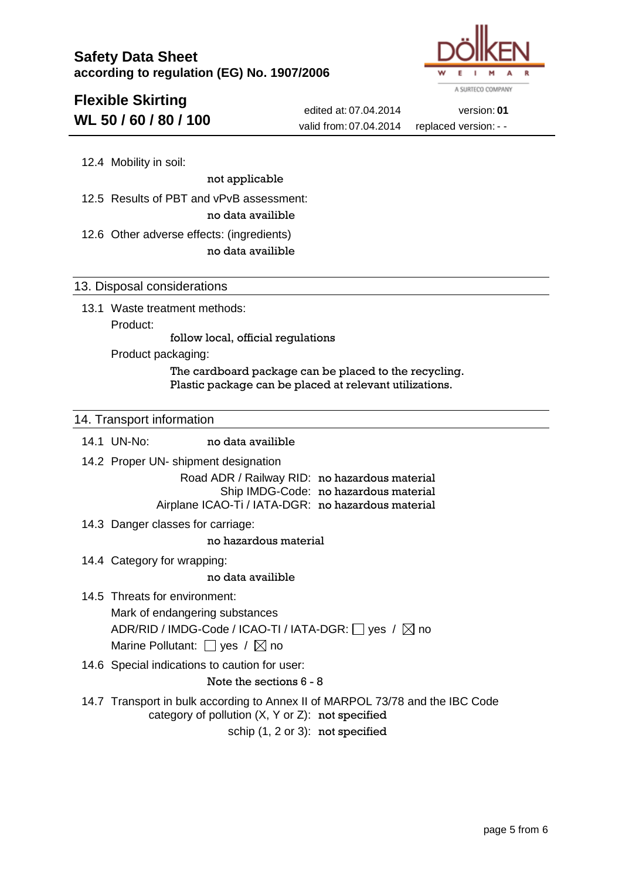12.4 Mobility in soil:

not applicable

12.5 Results of PBT and vPvB assessment:

no data availible

12.6 Other adverse effects: (ingredients)

no data availible

## 13. Disposal considerations

13.1 Waste treatment methods:

Product:

follow local, official regulations

Product packaging:

The cardboard package can be placed to the recycling.
Plastic package can be placed at relevant utilizations.

## 14. Transport information

14.1 UN-No: no data availible

14.2 Proper UN- shipment designation

Road ADR / Railway RID: no hazardous material
Ship IMDG-Code: no hazardous material
Airplane ICAO-Ti / IATA-DGR: no hazardous material

14.3 Danger classes for carriage:

no hazardous material

14.4 Category for wrapping:

no data availible

14.5 Threats for environment:

Mark of endangering substances

ADR/RID / IMDG-Code / ICAO-TI / IATA-DGR: ☐ yes / ☒ no

Marine Pollutant: ☐ yes / ☒ no

14.6 Special indications to caution for user:

Note the sections 6 - 8

14.7 Transport in bulk according to Annex II of MARPOL 73/78 and the IBC Code

category of pollution (X, Y or Z): not specified

schip (1, 2 or 3): not specified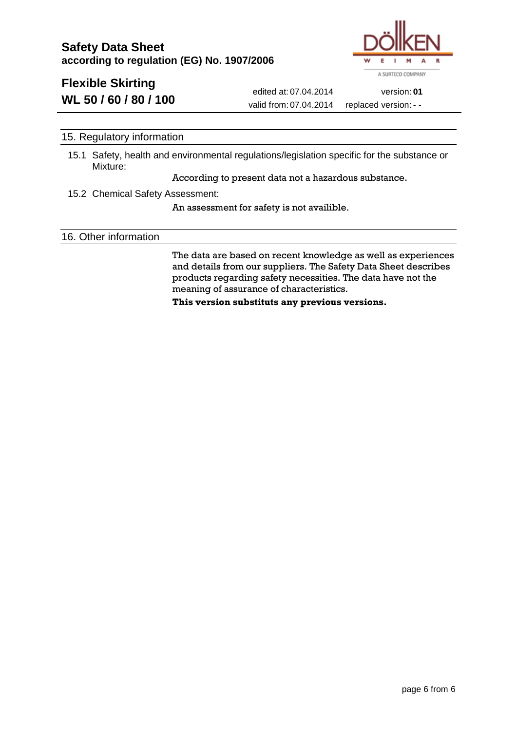## 15. Regulatory information

15.1 Safety, health and environmental regulations/legislation specific for the substance or Mixture:

According to present data not a hazardous substance.

15.2 Chemical Safety Assessment:

An assessment for safety is not availible.

## 16. Other information

The data are based on recent knowledge as well as experiences and details from our suppliers. The Safety Data Sheet describes products regarding safety necessities. The data have not the meaning of assurance of characteristics.

**This version substituts any previous versions.**